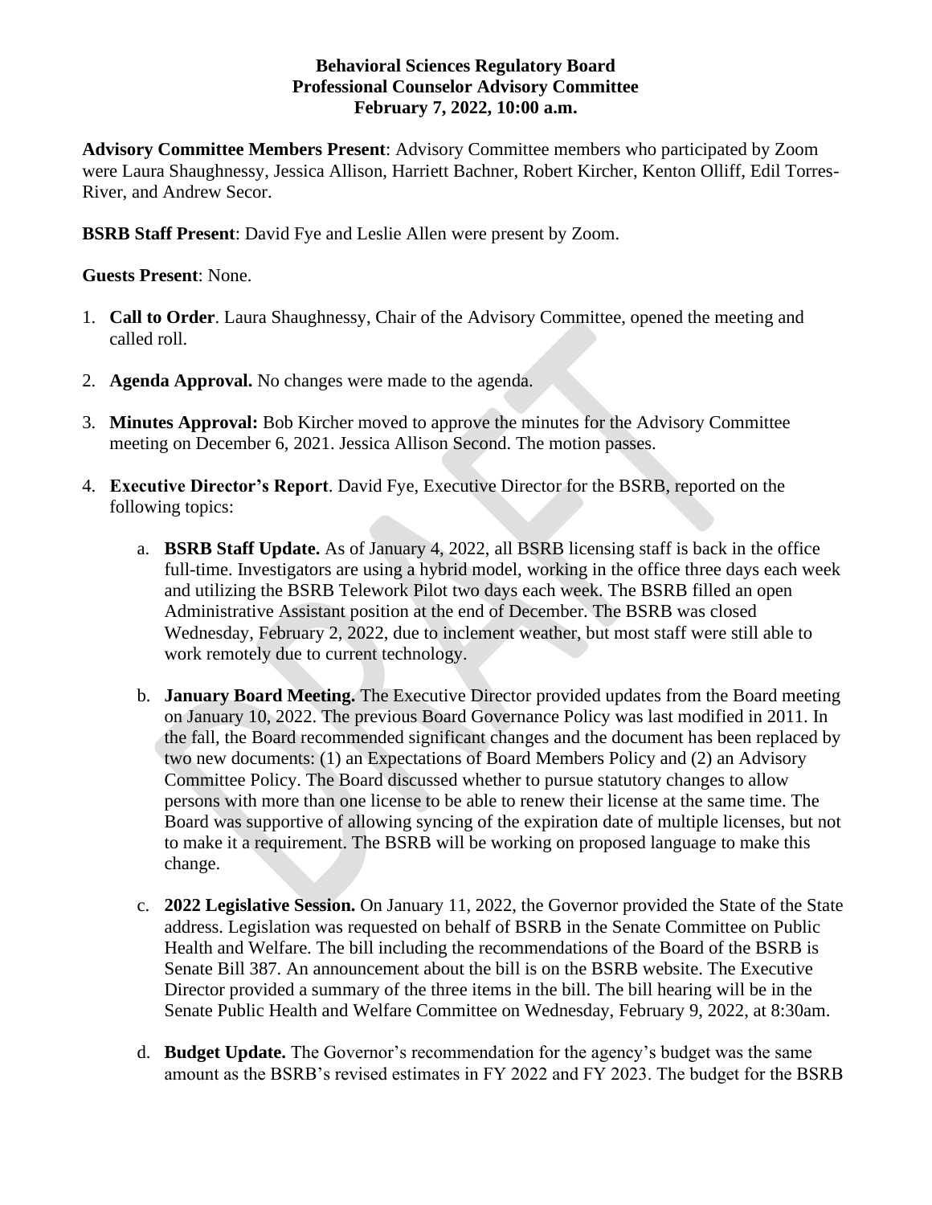**Behavioral Sciences Regulatory Board**
**Professional Counselor Advisory Committee**
**February 7, 2022, 10:00 a.m.**

**Advisory Committee Members Present**: Advisory Committee members who participated by Zoom were Laura Shaughnessy, Jessica Allison, Harriett Bachner, Robert Kircher, Kenton Olliff, Edil Torres-River, and Andrew Secor.

**BSRB Staff Present**: David Fye and Leslie Allen were present by Zoom.

**Guests Present**: None.

1. **Call to Order**. Laura Shaughnessy, Chair of the Advisory Committee, opened the meeting and called roll.

2. **Agenda Approval.** No changes were made to the agenda.

3. **Minutes Approval:** Bob Kircher moved to approve the minutes for the Advisory Committee meeting on December 6, 2021. Jessica Allison Second. The motion passes.

4. **Executive Director's Report**. David Fye, Executive Director for the BSRB, reported on the following topics:

    a. **BSRB Staff Update.** As of January 4, 2022, all BSRB licensing staff is back in the office full-time. Investigators are using a hybrid model, working in the office three days each week and utilizing the BSRB Telework Pilot two days each week. The BSRB filled an open Administrative Assistant position at the end of December. The BSRB was closed Wednesday, February 2, 2022, due to inclement weather, but most staff were still able to work remotely due to current technology.

    b. **January Board Meeting.** The Executive Director provided updates from the Board meeting on January 10, 2022. The previous Board Governance Policy was last modified in 2011. In the fall, the Board recommended significant changes and the document has been replaced by two new documents: (1) an Expectations of Board Members Policy and (2) an Advisory Committee Policy. The Board discussed whether to pursue statutory changes to allow persons with more than one license to be able to renew their license at the same time. The Board was supportive of allowing syncing of the expiration date of multiple licenses, but not to make it a requirement. The BSRB will be working on proposed language to make this change.

    c. **2022 Legislative Session.** On January 11, 2022, the Governor provided the State of the State address. Legislation was requested on behalf of BSRB in the Senate Committee on Public Health and Welfare. The bill including the recommendations of the Board of the BSRB is Senate Bill 387. An announcement about the bill is on the BSRB website. The Executive Director provided a summary of the three items in the bill. The bill hearing will be in the Senate Public Health and Welfare Committee on Wednesday, February 9, 2022, at 8:30am.

    d. **Budget Update.** The Governor's recommendation for the agency's budget was the same amount as the BSRB's revised estimates in FY 2022 and FY 2023. The budget for the BSRB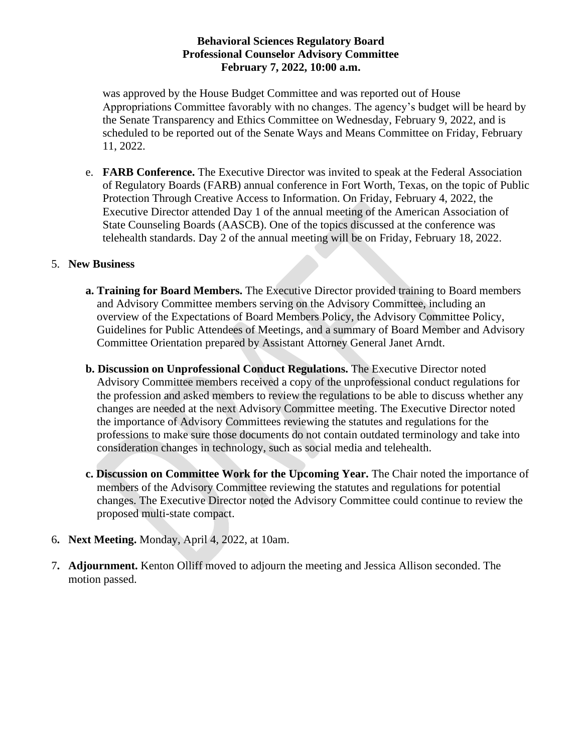was approved by the House Budget Committee and was reported out of House Appropriations Committee favorably with no changes. The agency's budget will be heard by the Senate Transparency and Ethics Committee on Wednesday, February 9, 2022, and is scheduled to be reported out of the Senate Ways and Means Committee on Friday, February 11, 2022.

e. **FARB Conference.** The Executive Director was invited to speak at the Federal Association of Regulatory Boards (FARB) annual conference in Fort Worth, Texas, on the topic of Public Protection Through Creative Access to Information. On Friday, February 4, 2022, the Executive Director attended Day 1 of the annual meeting of the American Association of State Counseling Boards (AASCB). One of the topics discussed at the conference was telehealth standards. Day 2 of the annual meeting will be on Friday, February 18, 2022.

5. **New Business**

   **a. Training for Board Members.** The Executive Director provided training to Board members and Advisory Committee members serving on the Advisory Committee, including an overview of the Expectations of Board Members Policy, the Advisory Committee Policy, Guidelines for Public Attendees of Meetings, and a summary of Board Member and Advisory Committee Orientation prepared by Assistant Attorney General Janet Arndt.

   **b. Discussion on Unprofessional Conduct Regulations.** The Executive Director noted Advisory Committee members received a copy of the unprofessional conduct regulations for the profession and asked members to review the regulations to be able to discuss whether any changes are needed at the next Advisory Committee meeting. The Executive Director noted the importance of Advisory Committees reviewing the statutes and regulations for the professions to make sure those documents do not contain outdated terminology and take into consideration changes in technology, such as social media and telehealth.

   **c. Discussion on Committee Work for the Upcoming Year.** The Chair noted the importance of members of the Advisory Committee reviewing the statutes and regulations for potential changes. The Executive Director noted the Advisory Committee could continue to review the proposed multi-state compact.

6. **Next Meeting.** Monday, April 4, 2022, at 10am.

7. **Adjournment.** Kenton Olliff moved to adjourn the meeting and Jessica Allison seconded. The motion passed.